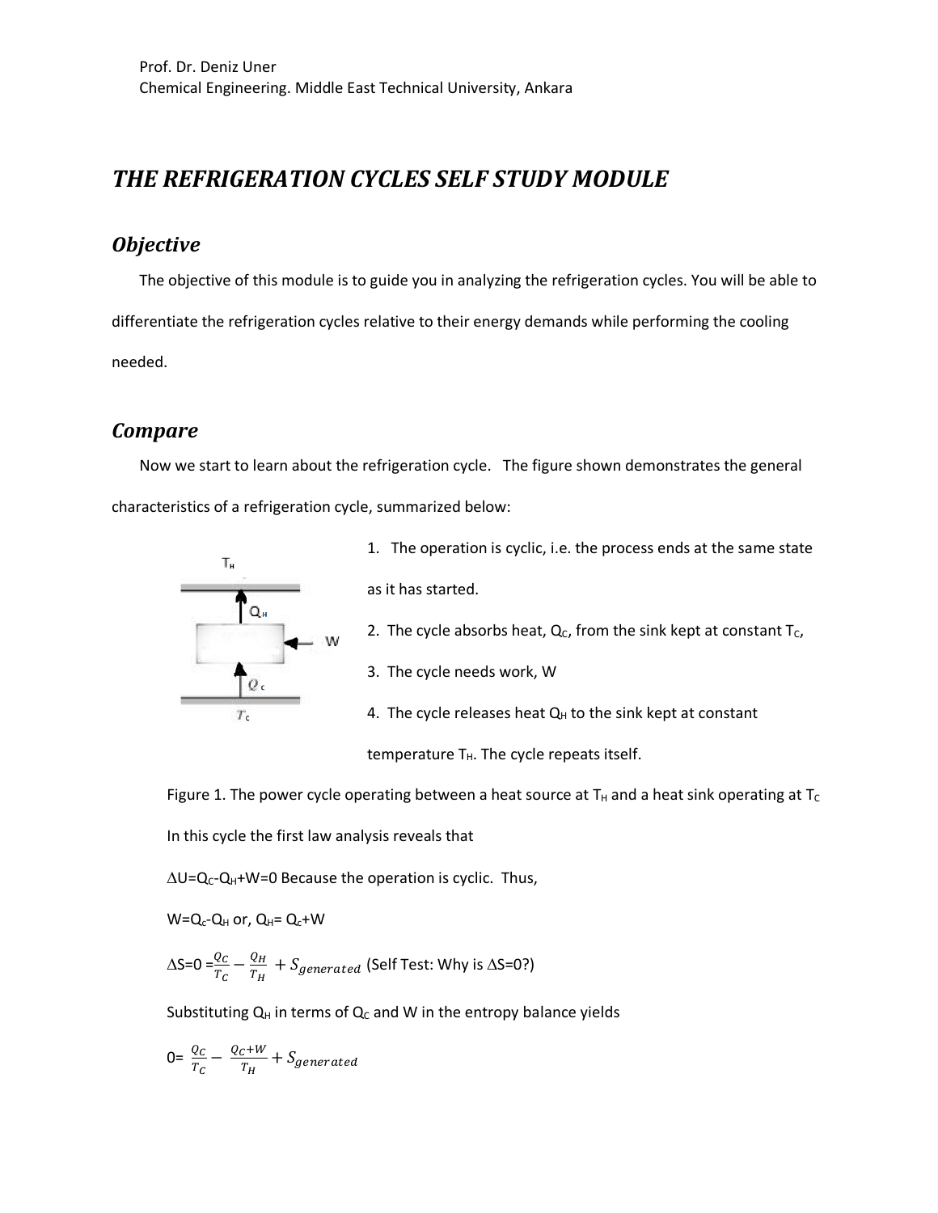Prof. Dr. Deniz Uner
Chemical Engineering. Middle East Technical University, Ankara

# *THE REFRIGERATION CYCLES SELF STUDY MODULE*

## *Objective*

The objective of this module is to guide you in analyzing the refrigeration cycles. You will be able to differentiate the refrigeration cycles relative to their energy demands while performing the cooling needed.

## *Compare*

Now we start to learn about the refrigeration cycle. The figure shown demonstrates the general characteristics of a refrigeration cycle, summarized below:

1. The operation is cyclic, i.e. the process ends at the same state as it has started.
2. The cycle absorbs heat, $Q_C$, from the sink kept at constant $T_C$,
3. The cycle needs work, W
4. The cycle releases heat $Q_H$ to the sink kept at constant temperature $T_H$. The cycle repeats itself.

Figure 1. The power cycle operating between a heat source at $T_H$ and a heat sink operating at $T_C$

In this cycle the first law analysis reveals that

$\Delta U = Q_C - Q_H + W = 0$ Because the operation is cyclic. Thus,

$W = Q_c - Q_H$ or, $Q_H = Q_c + W$

$\Delta S = 0 = \frac{Q_C}{T_C} - \frac{Q_H}{T_H} + S_{generated}$ (Self Test: Why is $\Delta S=0$?)

Substituting $Q_H$ in terms of $Q_C$ and W in the entropy balance yields

$0 = \frac{Q_C}{T_C} - \frac{Q_C + W}{T_H} + S_{generated}$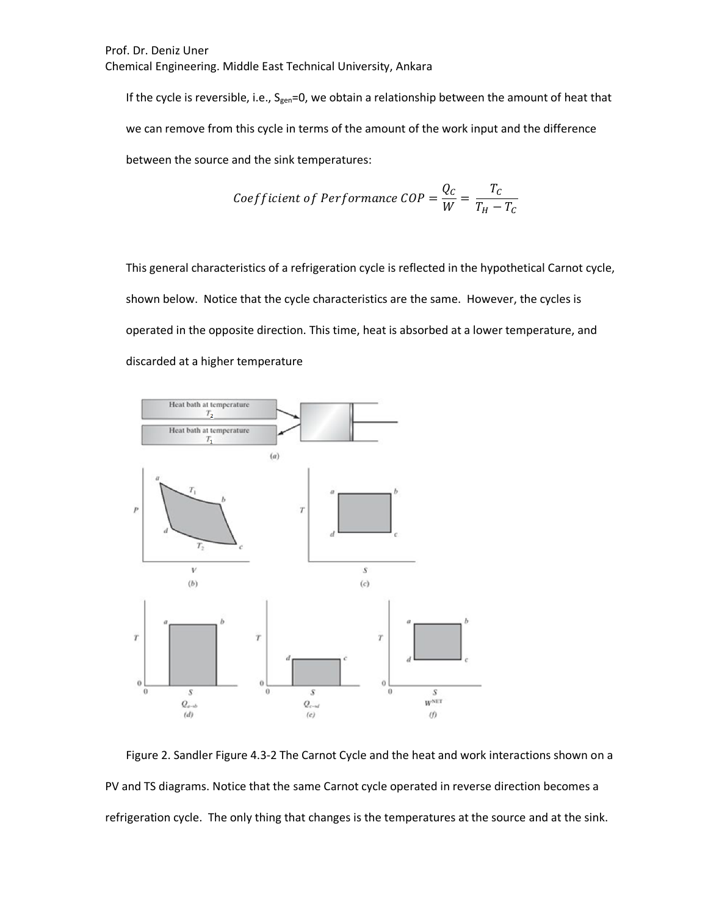If the cycle is reversible, i.e., $S_{gen}$=0, we obtain a relationship between the amount of heat that we can remove from this cycle in terms of the amount of the work input and the difference between the source and the sink temperatures:

$$Coefficient\ of\ Performance\ COP = \frac{Q_C}{W} = \frac{T_C}{T_H - T_C}$$

This general characteristics of a refrigeration cycle is reflected in the hypothetical Carnot cycle, shown below. Notice that the cycle characteristics are the same. However, the cycles is operated in the opposite direction. This time, heat is absorbed at a lower temperature, and discarded at a higher temperature

Figure 2. Sandler Figure 4.3-2 The Carnot Cycle and the heat and work interactions shown on a PV and TS diagrams. Notice that the same Carnot cycle operated in reverse direction becomes a refrigeration cycle. The only thing that changes is the temperatures at the source and at the sink.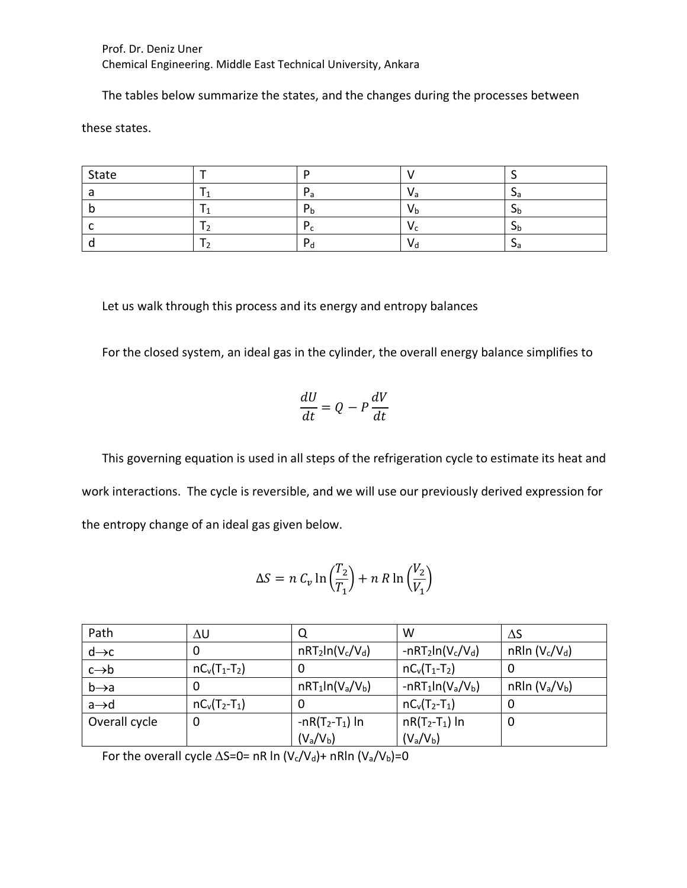The tables below summarize the states, and the changes during the processes between these states.

| State | T | P | V | S |
|---|---|---|---|---|
| a | $T_1$ | $P_a$ | $V_a$ | $S_a$ |
| b | $T_1$ | $P_b$ | $V_b$ | $S_b$ |
| c | $T_2$ | $P_c$ | $V_c$ | $S_b$ |
| d | $T_2$ | $P_d$ | $V_d$ | $S_a$ |

Let us walk through this process and its energy and entropy balances

For the closed system, an ideal gas in the cylinder, the overall energy balance simplifies to

$$\frac{dU}{dt} = Q - P\frac{dV}{dt}$$

This governing equation is used in all steps of the refrigeration cycle to estimate its heat and work interactions. The cycle is reversible, and we will use our previously derived expression for the entropy change of an ideal gas given below.

$$\Delta S = n\,C_v \ln\left(\frac{T_2}{T_1}\right) + n\,R\ln\left(\frac{V_2}{V_1}\right)$$

| Path | $\Delta U$ | Q | W | $\Delta S$ |
|---|---|---|---|---|
| $d \rightarrow c$ | 0 | $nRT_2\ln(V_c/V_d)$ | $-nRT_2\ln(V_c/V_d)$ | $nR\ln(V_c/V_d)$ |
| $c \rightarrow b$ | $nC_v(T_1-T_2)$ | 0 | $nC_v(T_1-T_2)$ | 0 |
| $b \rightarrow a$ | 0 | $nRT_1\ln(V_a/V_b)$ | $-nRT_1\ln(V_a/V_b)$ | $nR\ln(V_a/V_b)$ |
| $a \rightarrow d$ | $nC_v(T_2-T_1)$ | 0 | $nC_v(T_2-T_1)$ | 0 |
| Overall cycle | 0 | $-nR(T_2-T_1)\ln(V_a/V_b)$ | $nR(T_2-T_1)\ln(V_a/V_b)$ | 0 |

For the overall cycle $\Delta S = 0 = nR\ln(V_c/V_d) + nR\ln(V_a/V_b) = 0$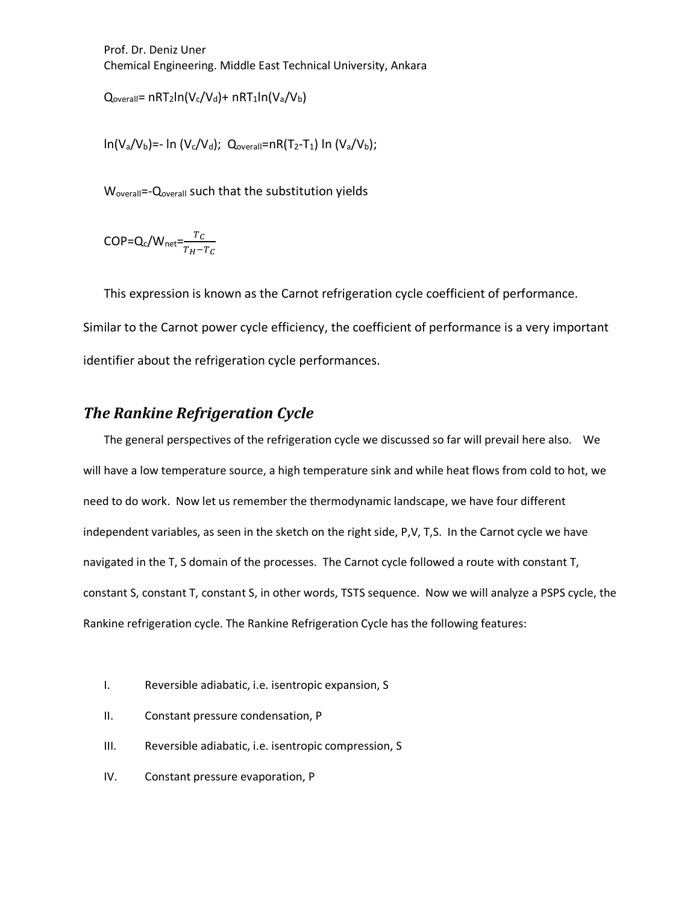Prof. Dr. Deniz Uner
Chemical Engineering. Middle East Technical University, Ankara

$Q_{overall}= nRT_2\ln(V_c/V_d)+ nRT_1\ln(V_a/V_b)$

$\ln(V_a/V_b)=- \ln (V_c/V_d)$; $Q_{overall}=nR(T_2-T_1) \ln (V_a/V_b)$;

$W_{overall}=-Q_{overall}$ such that the substitution yields

$$COP=Q_c/W_{net}=\frac{T_C}{T_H-T_C}$$

This expression is known as the Carnot refrigeration cycle coefficient of performance. Similar to the Carnot power cycle efficiency, the coefficient of performance is a very important identifier about the refrigeration cycle performances.

## *The Rankine Refrigeration Cycle*

The general perspectives of the refrigeration cycle we discussed so far will prevail here also. We will have a low temperature source, a high temperature sink and while heat flows from cold to hot, we need to do work. Now let us remember the thermodynamic landscape, we have four different independent variables, as seen in the sketch on the right side, P,V, T,S. In the Carnot cycle we have navigated in the T, S domain of the processes. The Carnot cycle followed a route with constant T, constant S, constant T, constant S, in other words, TSTS sequence. Now we will analyze a PSPS cycle, the Rankine refrigeration cycle. The Rankine Refrigeration Cycle has the following features:

I. Reversible adiabatic, i.e. isentropic expansion, S

II. Constant pressure condensation, P

III. Reversible adiabatic, i.e. isentropic compression, S

IV. Constant pressure evaporation, P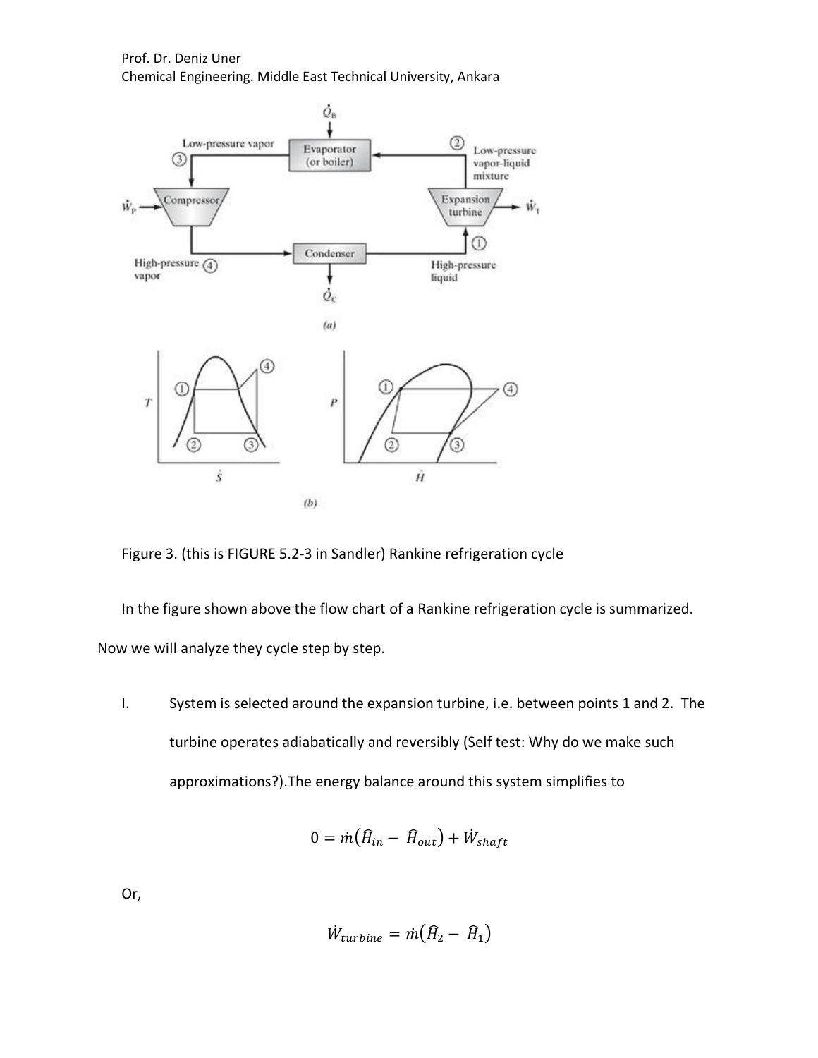Figure 3. (this is FIGURE 5.2-3 in Sandler) Rankine refrigeration cycle

In the figure shown above the flow chart of a Rankine refrigeration cycle is summarized. Now we will analyze they cycle step by step.

I. System is selected around the expansion turbine, i.e. between points 1 and 2. The turbine operates adiabatically and reversibly (Self test: Why do we make such approximations?).The energy balance around this system simplifies to

$$0 = \dot{m}\left(\hat{H}_{in} - \hat{H}_{out}\right) + \dot{W}_{shaft}$$

Or,

$$\dot{W}_{turbine} = \dot{m}\left(\hat{H}_2 - \hat{H}_1\right)$$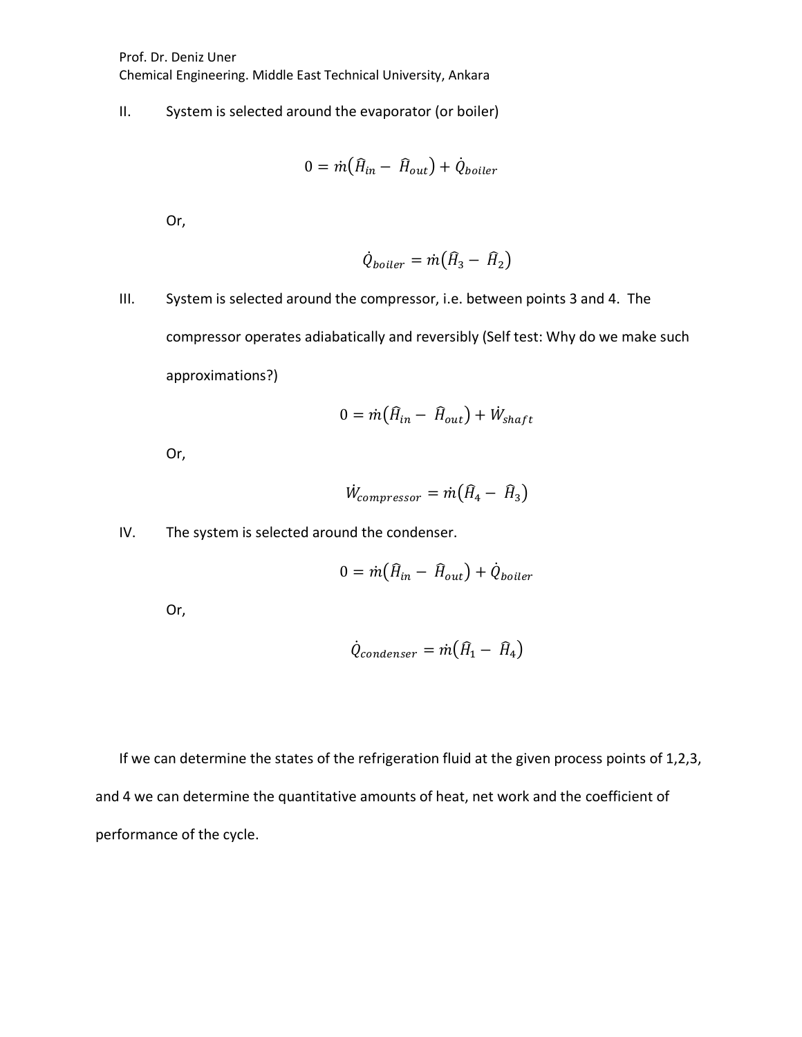II. System is selected around the evaporator (or boiler)

$$0 = \dot{m}\left(\hat{H}_{in} - \hat{H}_{out}\right) + \dot{Q}_{boiler}$$

Or,

$$\dot{Q}_{boiler} = \dot{m}\left(\hat{H}_3 - \hat{H}_2\right)$$

III. System is selected around the compressor, i.e. between points 3 and 4. The compressor operates adiabatically and reversibly (Self test: Why do we make such approximations?)

$$0 = \dot{m}\left(\hat{H}_{in} - \hat{H}_{out}\right) + \dot{W}_{shaft}$$

Or,

$$\dot{W}_{compressor} = \dot{m}\left(\hat{H}_4 - \hat{H}_3\right)$$

IV. The system is selected around the condenser.

$$0 = \dot{m}\left(\hat{H}_{in} - \hat{H}_{out}\right) + \dot{Q}_{boiler}$$

Or,

$$\dot{Q}_{condenser} = \dot{m}\left(\hat{H}_1 - \hat{H}_4\right)$$

If we can determine the states of the refrigeration fluid at the given process points of 1,2,3, and 4 we can determine the quantitative amounts of heat, net work and the coefficient of performance of the cycle.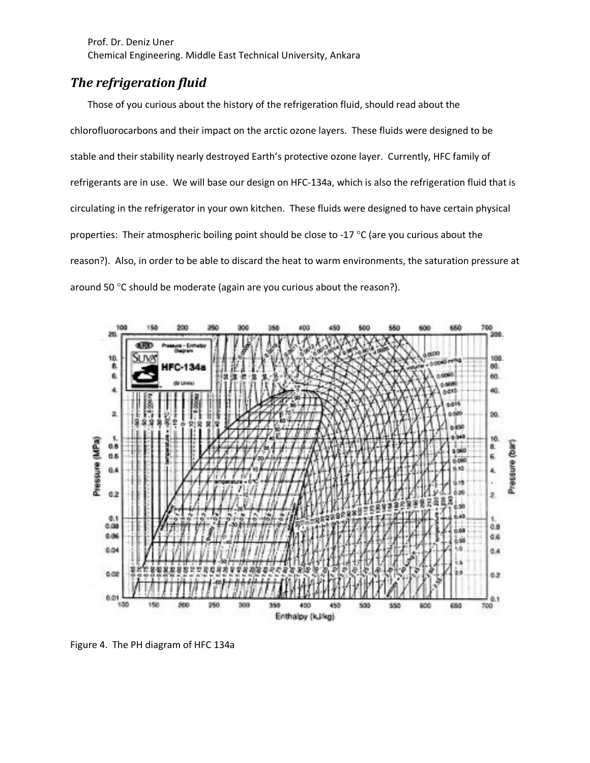Prof. Dr. Deniz Uner
Chemical Engineering. Middle East Technical University, Ankara

## *The refrigeration fluid*

Those of you curious about the history of the refrigeration fluid, should read about the chlorofluorocarbons and their impact on the arctic ozone layers. These fluids were designed to be stable and their stability nearly destroyed Earth's protective ozone layer. Currently, HFC family of refrigerants are in use. We will base our design on HFC-134a, which is also the refrigeration fluid that is circulating in the refrigerator in your own kitchen. These fluids were designed to have certain physical properties: Their atmospheric boiling point should be close to -17 °C (are you curious about the reason?). Also, in order to be able to discard the heat to warm environments, the saturation pressure at around 50 °C should be moderate (again are you curious about the reason?).

Figure 4. The PH diagram of HFC 134a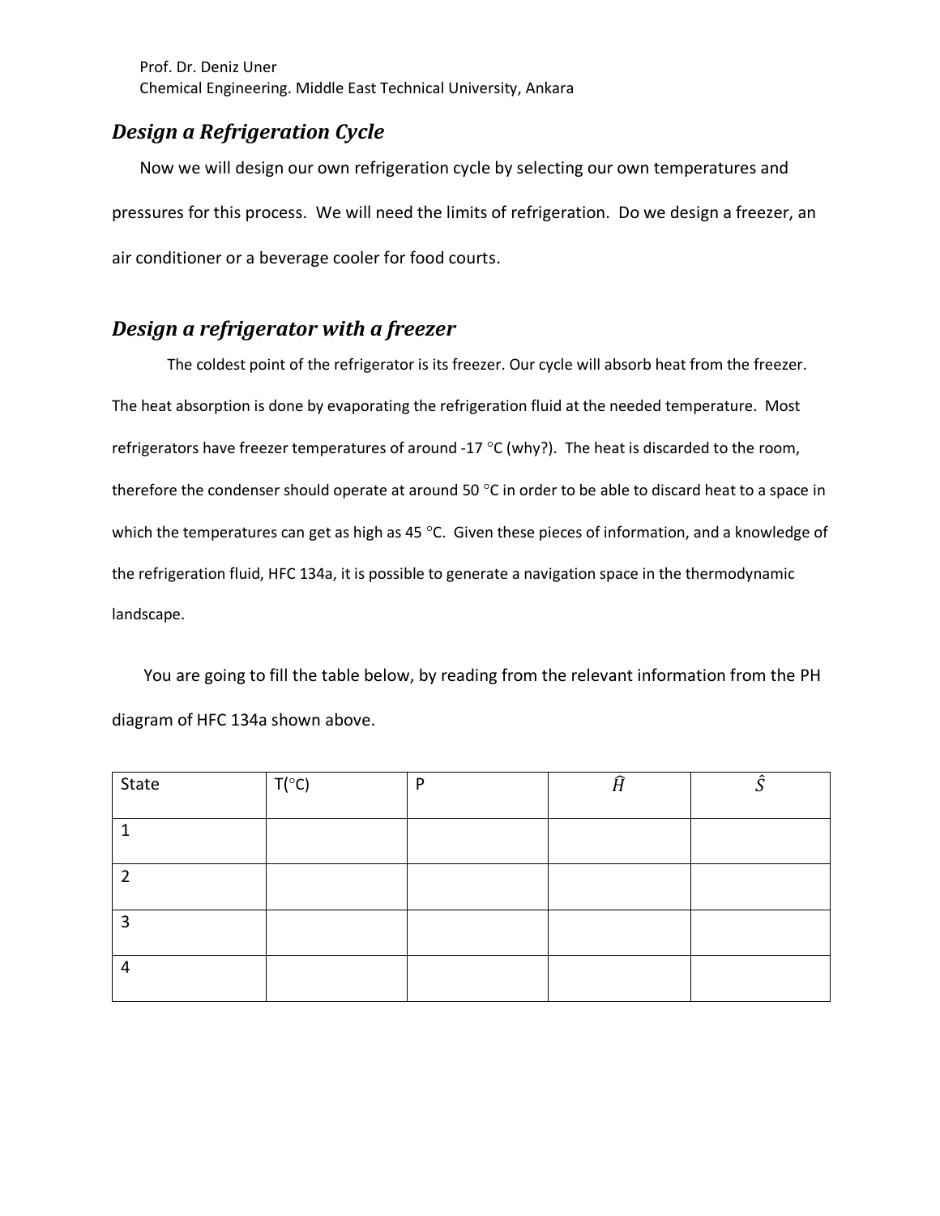Prof. Dr. Deniz Uner
Chemical Engineering. Middle East Technical University, Ankara

## *Design a Refrigeration Cycle*

Now we will design our own refrigeration cycle by selecting our own temperatures and pressures for this process. We will need the limits of refrigeration. Do we design a freezer, an air conditioner or a beverage cooler for food courts.

## *Design a refrigerator with a freezer*

The coldest point of the refrigerator is its freezer. Our cycle will absorb heat from the freezer. The heat absorption is done by evaporating the refrigeration fluid at the needed temperature. Most refrigerators have freezer temperatures of around -17 °C (why?). The heat is discarded to the room, therefore the condenser should operate at around 50 °C in order to be able to discard heat to a space in which the temperatures can get as high as 45 °C. Given these pieces of information, and a knowledge of the refrigeration fluid, HFC 134a, it is possible to generate a navigation space in the thermodynamic landscape.

You are going to fill the table below, by reading from the relevant information from the PH diagram of HFC 134a shown above.

| State | T(°C) | P | $\hat{H}$ | $\hat{S}$ |
|---|---|---|---|---|
| 1 | | | | |
| 2 | | | | |
| 3 | | | | |
| 4 | | | | |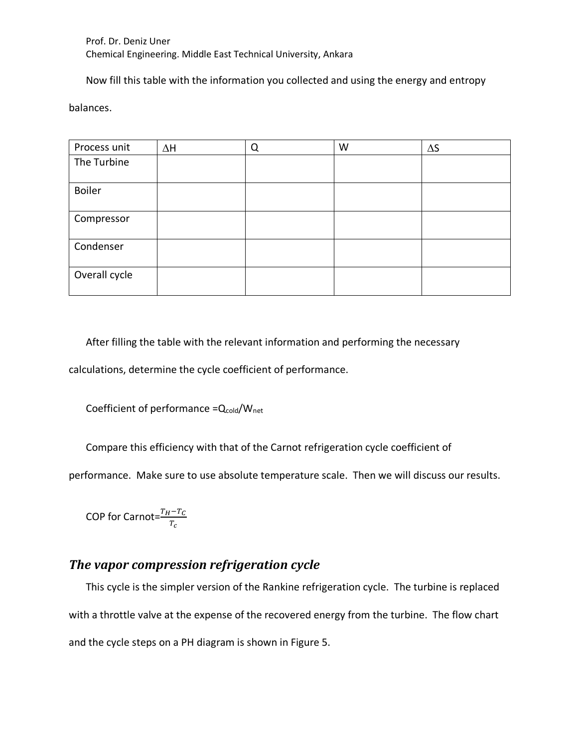Prof. Dr. Deniz Uner
Chemical Engineering. Middle East Technical University, Ankara

Now fill this table with the information you collected and using the energy and entropy balances.

| Process unit | $\Delta$H | Q | W | $\Delta$S |
|---|---|---|---|---|
| The Turbine | | | | |
| Boiler | | | | |
| Compressor | | | | |
| Condenser | | | | |
| Overall cycle | | | | |

After filling the table with the relevant information and performing the necessary calculations, determine the cycle coefficient of performance.

Coefficient of performance $=Q_{cold}/W_{net}$

Compare this efficiency with that of the Carnot refrigeration cycle coefficient of performance. Make sure to use absolute temperature scale. Then we will discuss our results.

COP for Carnot$=\frac{T_H-T_C}{T_c}$

## *The vapor compression refrigeration cycle*

This cycle is the simpler version of the Rankine refrigeration cycle. The turbine is replaced with a throttle valve at the expense of the recovered energy from the turbine. The flow chart and the cycle steps on a PH diagram is shown in Figure 5.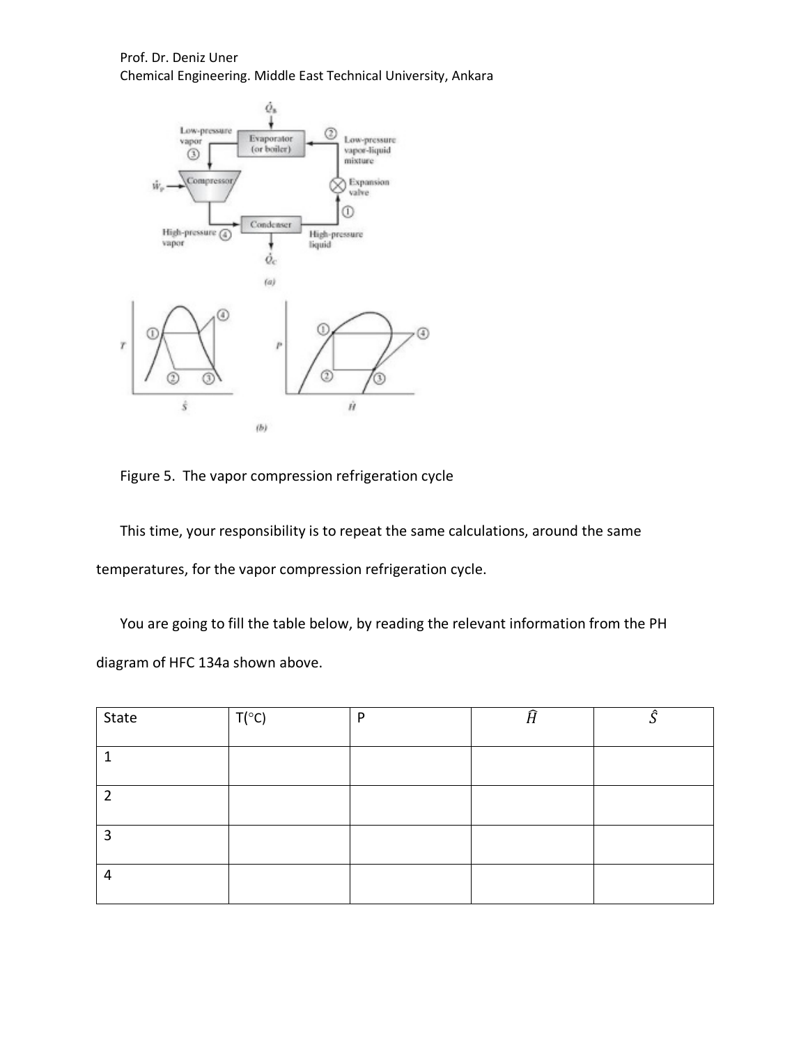Prof. Dr. Deniz Uner
Chemical Engineering. Middle East Technical University, Ankara

Figure 5. The vapor compression refrigeration cycle

This time, your responsibility is to repeat the same calculations, around the same temperatures, for the vapor compression refrigeration cycle.

You are going to fill the table below, by reading the relevant information from the PH diagram of HFC 134a shown above.

| State | T(°C) | P | $\hat{H}$ | $\hat{S}$ |
|---|---|---|---|---|
| 1 | | | | |
| 2 | | | | |
| 3 | | | | |
| 4 | | | | |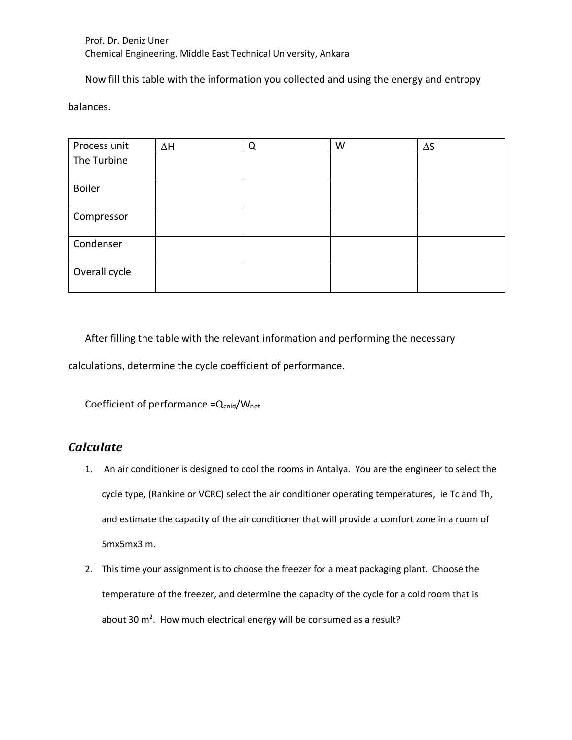Now fill this table with the information you collected and using the energy and entropy balances.

| Process unit | $\Delta H$ | Q | W | $\Delta S$ |
| --- | --- | --- | --- | --- |
| The Turbine | | | | |
| Boiler | | | | |
| Compressor | | | | |
| Condenser | | | | |
| Overall cycle | | | | |

After filling the table with the relevant information and performing the necessary calculations, determine the cycle coefficient of performance.

Coefficient of performance $=Q_{cold}/W_{net}$

## *Calculate*

1. An air conditioner is designed to cool the rooms in Antalya. You are the engineer to select the cycle type, (Rankine or VCRC) select the air conditioner operating temperatures, ie Tc and Th, and estimate the capacity of the air conditioner that will provide a comfort zone in a room of 5mx5mx3 m.
2. This time your assignment is to choose the freezer for a meat packaging plant. Choose the temperature of the freezer, and determine the capacity of the cycle for a cold room that is about 30 $m^2$. How much electrical energy will be consumed as a result?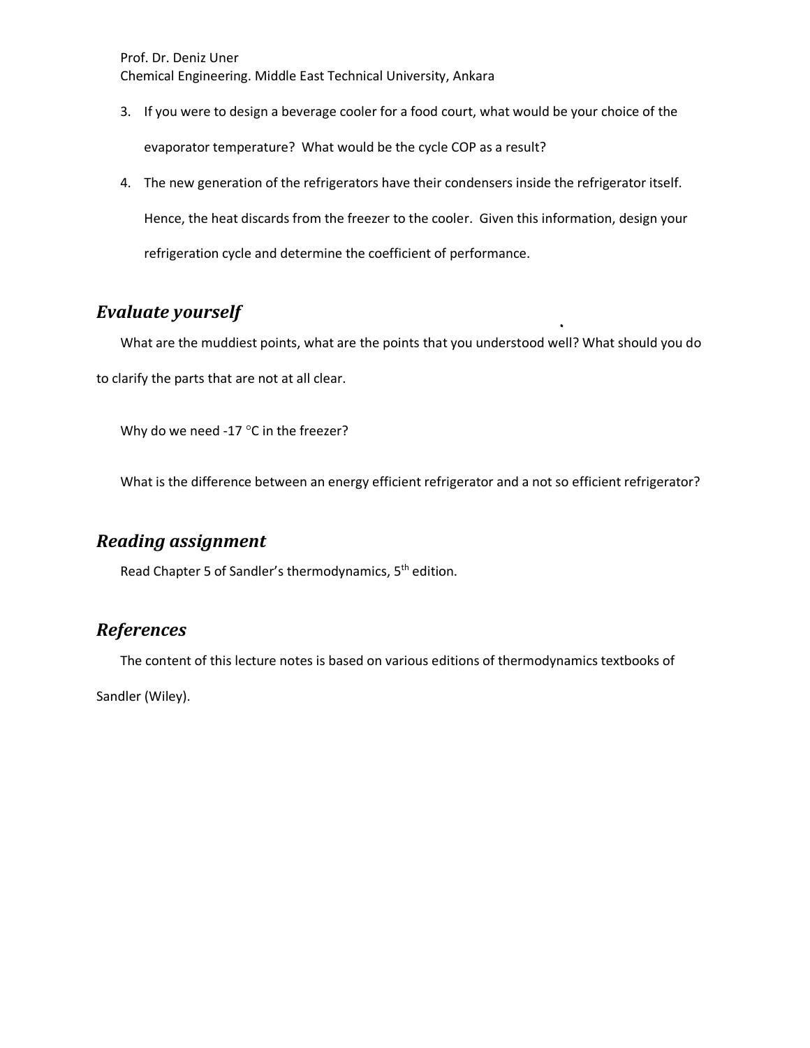3. If you were to design a beverage cooler for a food court, what would be your choice of the evaporator temperature? What would be the cycle COP as a result?
4. The new generation of the refrigerators have their condensers inside the refrigerator itself. Hence, the heat discards from the freezer to the cooler. Given this information, design your refrigeration cycle and determine the coefficient of performance.

## *Evaluate yourself*

What are the muddiest points, what are the points that you understood well? What should you do to clarify the parts that are not at all clear.

Why do we need -17 °C in the freezer?

What is the difference between an energy efficient refrigerator and a not so efficient refrigerator?

## *Reading assignment*

Read Chapter 5 of Sandler's thermodynamics, 5th edition.

## *References*

The content of this lecture notes is based on various editions of thermodynamics textbooks of Sandler (Wiley).